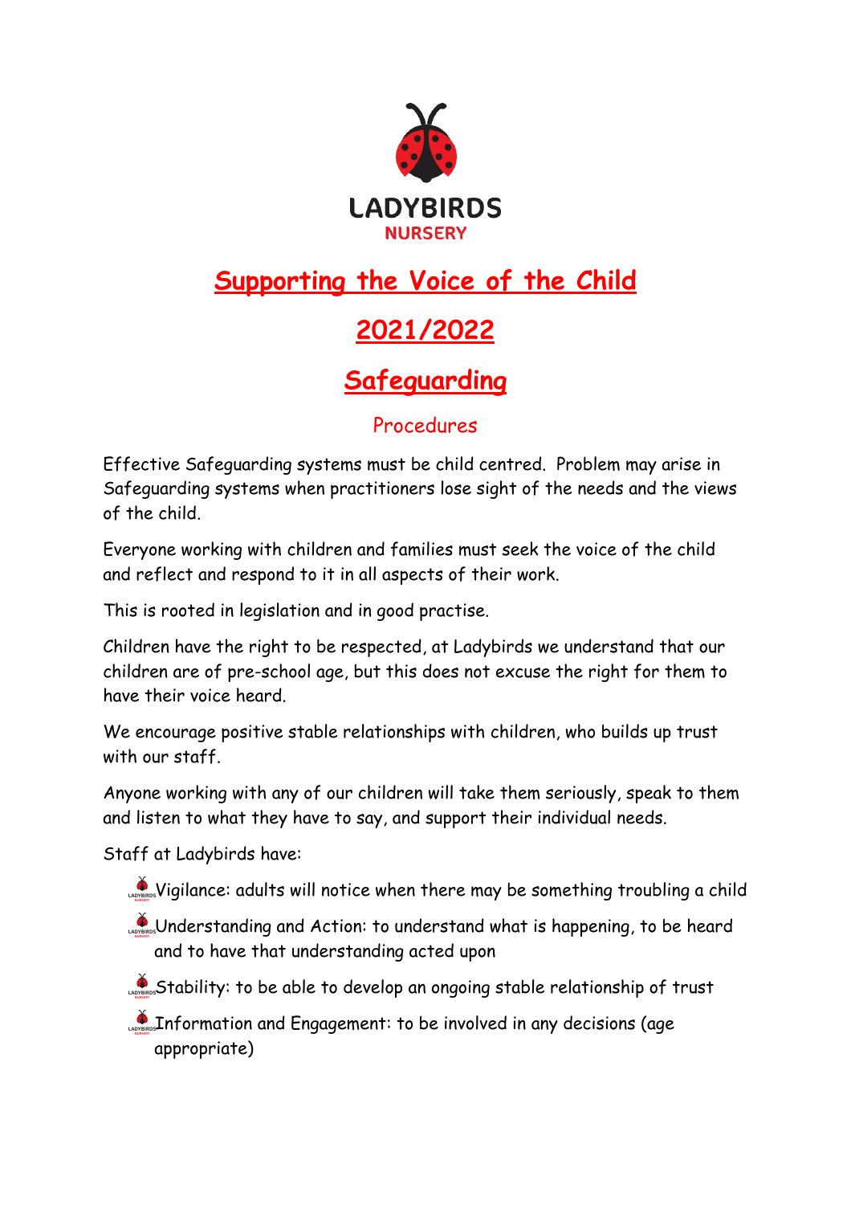LADYBIRDS
NURSERY

# Supporting the Voice of the Child

# 2021/2022

# Safeguarding

## Procedures

Effective Safeguarding systems must be child centred. Problem may arise in Safeguarding systems when practitioners lose sight of the needs and the views of the child.

Everyone working with children and families must seek the voice of the child and reflect and respond to it in all aspects of their work.

This is rooted in legislation and in good practise.

Children have the right to be respected, at Ladybirds we understand that our children are of pre-school age, but this does not excuse the right for them to have their voice heard.

We encourage positive stable relationships with children, who builds up trust with our staff.

Anyone working with any of our children will take them seriously, speak to them and listen to what they have to say, and support their individual needs.

Staff at Ladybirds have:

- Vigilance: adults will notice when there may be something troubling a child
- Understanding and Action: to understand what is happening, to be heard and to have that understanding acted upon
- Stability: to be able to develop an ongoing stable relationship of trust
- Information and Engagement: to be involved in any decisions (age appropriate)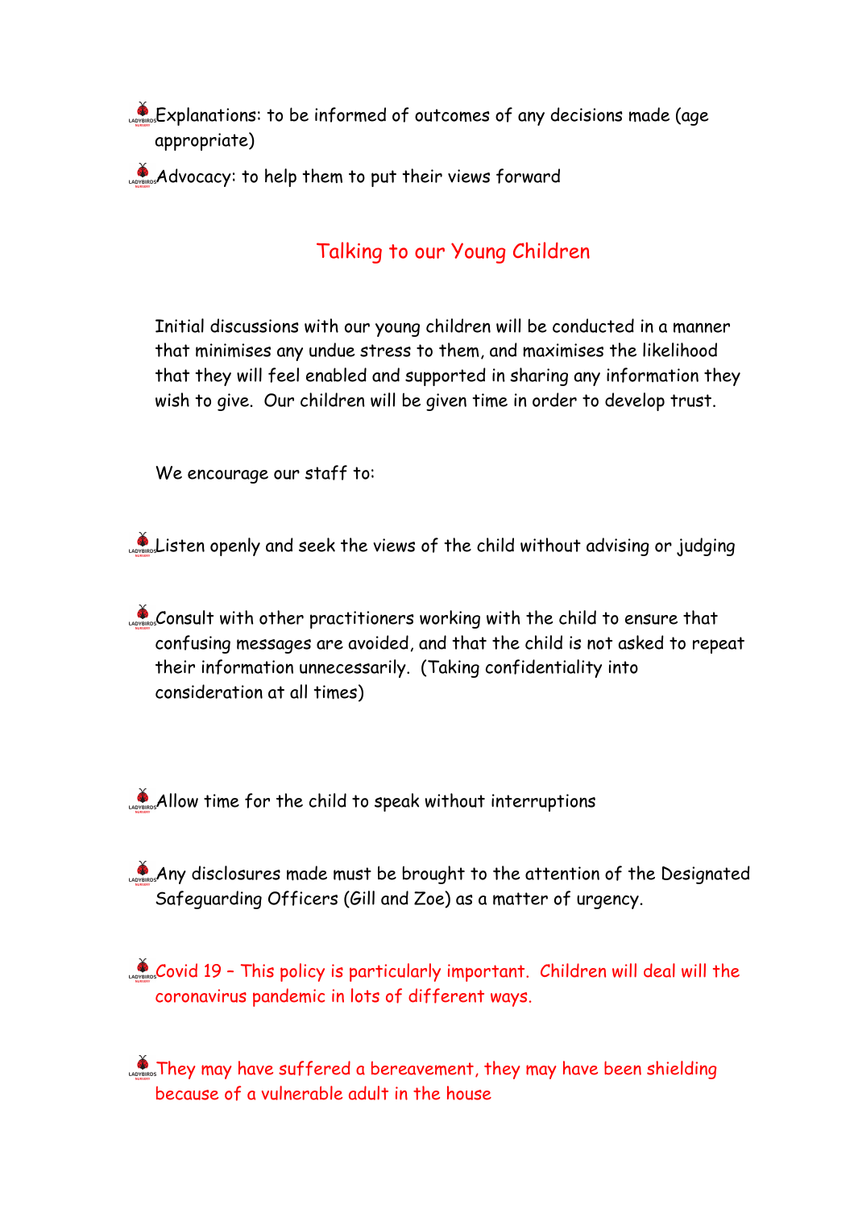- Explanations: to be informed of outcomes of any decisions made (age appropriate)
- Advocacy: to help them to put their views forward

## Talking to our Young Children

Initial discussions with our young children will be conducted in a manner that minimises any undue stress to them, and maximises the likelihood that they will feel enabled and supported in sharing any information they wish to give. Our children will be given time in order to develop trust.

We encourage our staff to:

- Listen openly and seek the views of the child without advising or judging
- Consult with other practitioners working with the child to ensure that confusing messages are avoided, and that the child is not asked to repeat their information unnecessarily. (Taking confidentiality into consideration at all times)
- Allow time for the child to speak without interruptions
- Any disclosures made must be brought to the attention of the Designated Safeguarding Officers (Gill and Zoe) as a matter of urgency.
- Covid 19 – This policy is particularly important. Children will deal will the coronavirus pandemic in lots of different ways.
- They may have suffered a bereavement, they may have been shielding because of a vulnerable adult in the house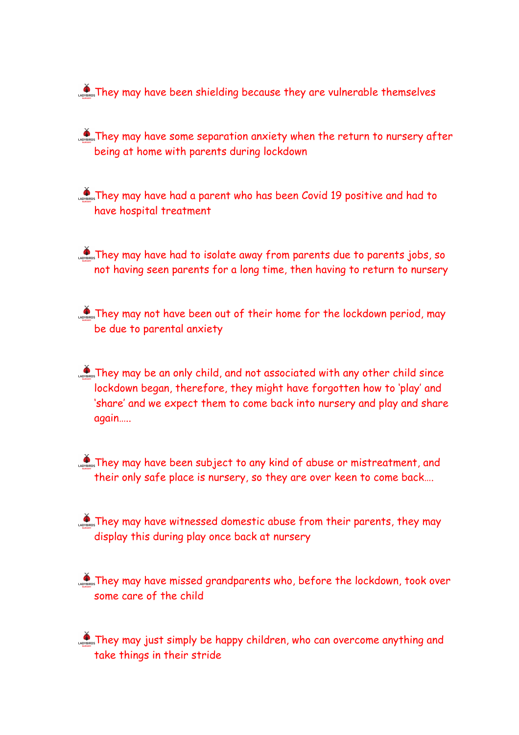- They may have been shielding because they are vulnerable themselves

- They may have some separation anxiety when the return to nursery after being at home with parents during lockdown

- They may have had a parent who has been Covid 19 positive and had to have hospital treatment

- They may have had to isolate away from parents due to parents jobs, so not having seen parents for a long time, then having to return to nursery

- They may not have been out of their home for the lockdown period, may be due to parental anxiety

- They may be an only child, and not associated with any other child since lockdown began, therefore, they might have forgotten how to 'play' and 'share' and we expect them to come back into nursery and play and share again…..

- They may have been subject to any kind of abuse or mistreatment, and their only safe place is nursery, so they are over keen to come back….

- They may have witnessed domestic abuse from their parents, they may display this during play once back at nursery

- They may have missed grandparents who, before the lockdown, took over some care of the child

- They may just simply be happy children, who can overcome anything and take things in their stride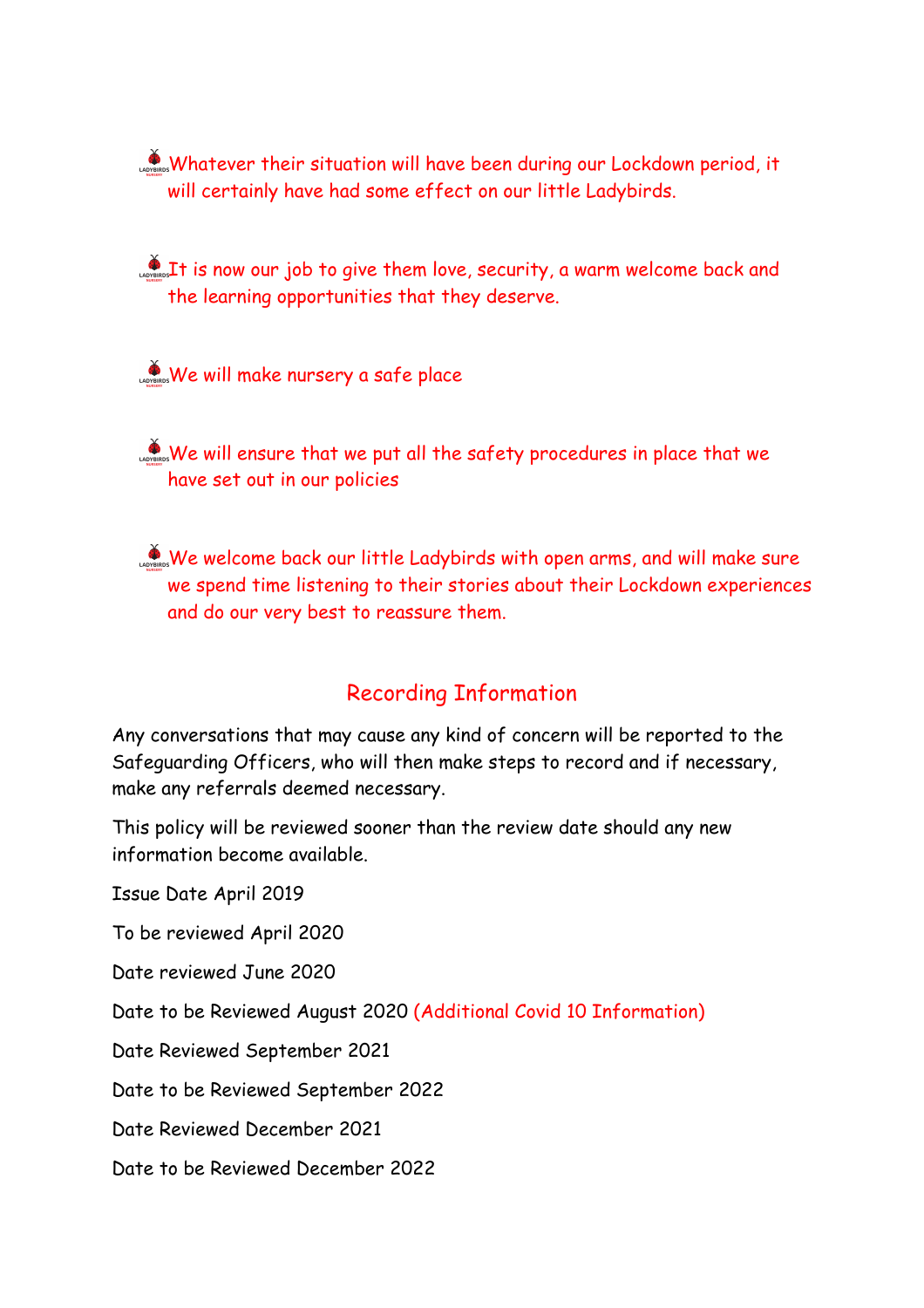- Whatever their situation will have been during our Lockdown period, it will certainly have had some effect on our little Ladybirds.

- It is now our job to give them love, security, a warm welcome back and the learning opportunities that they deserve.

- We will make nursery a safe place

- We will ensure that we put all the safety procedures in place that we have set out in our policies

- We welcome back our little Ladybirds with open arms, and will make sure we spend time listening to their stories about their Lockdown experiences and do our very best to reassure them.

## Recording Information

Any conversations that may cause any kind of concern will be reported to the Safeguarding Officers, who will then make steps to record and if necessary, make any referrals deemed necessary.

This policy will be reviewed sooner than the review date should any new information become available.

Issue Date April 2019

To be reviewed April 2020

Date reviewed June 2020

Date to be Reviewed August 2020 (Additional Covid 10 Information)

Date Reviewed September 2021

Date to be Reviewed September 2022

Date Reviewed December 2021

Date to be Reviewed December 2022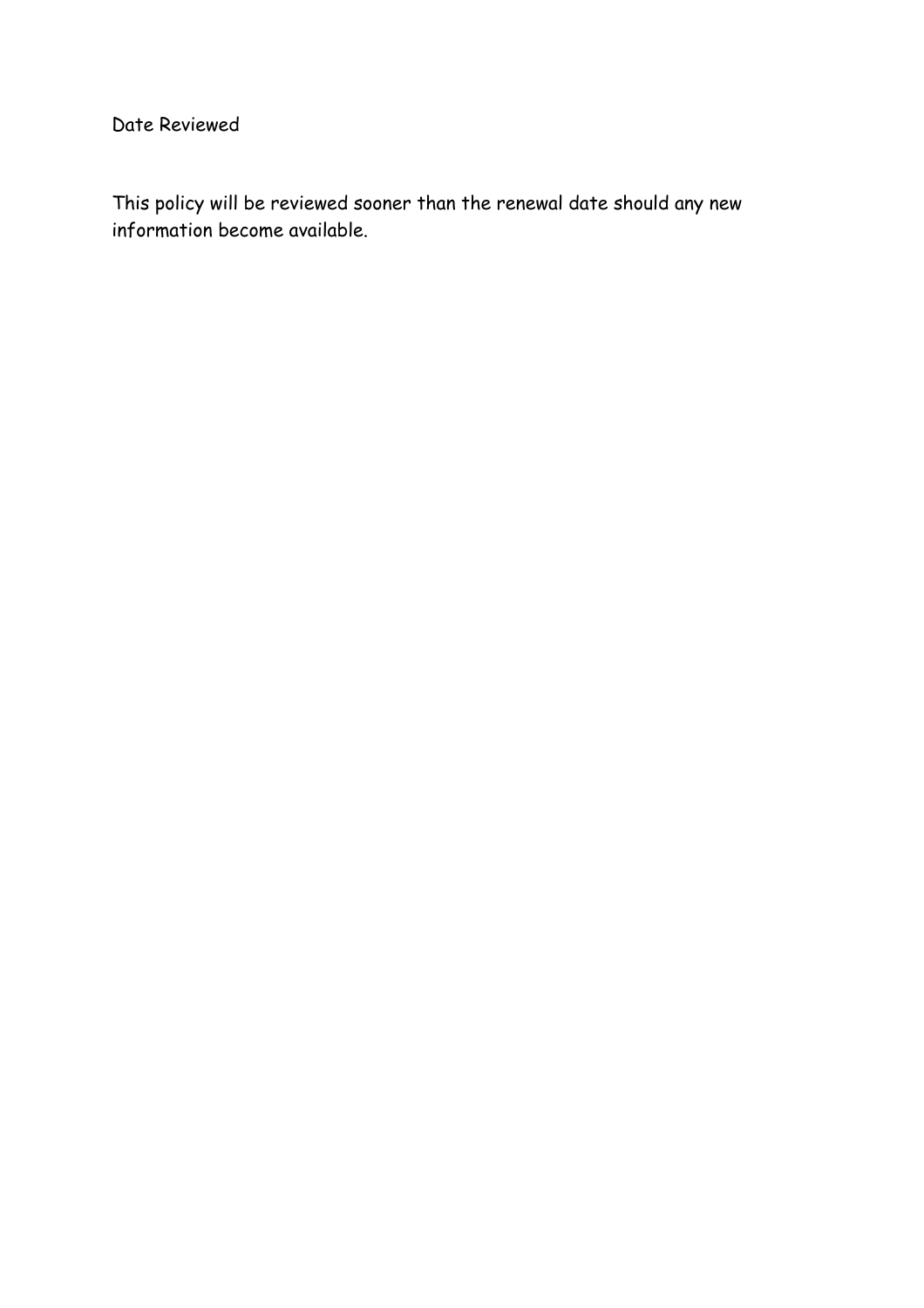Date Reviewed

This policy will be reviewed sooner than the renewal date should any new information become available.